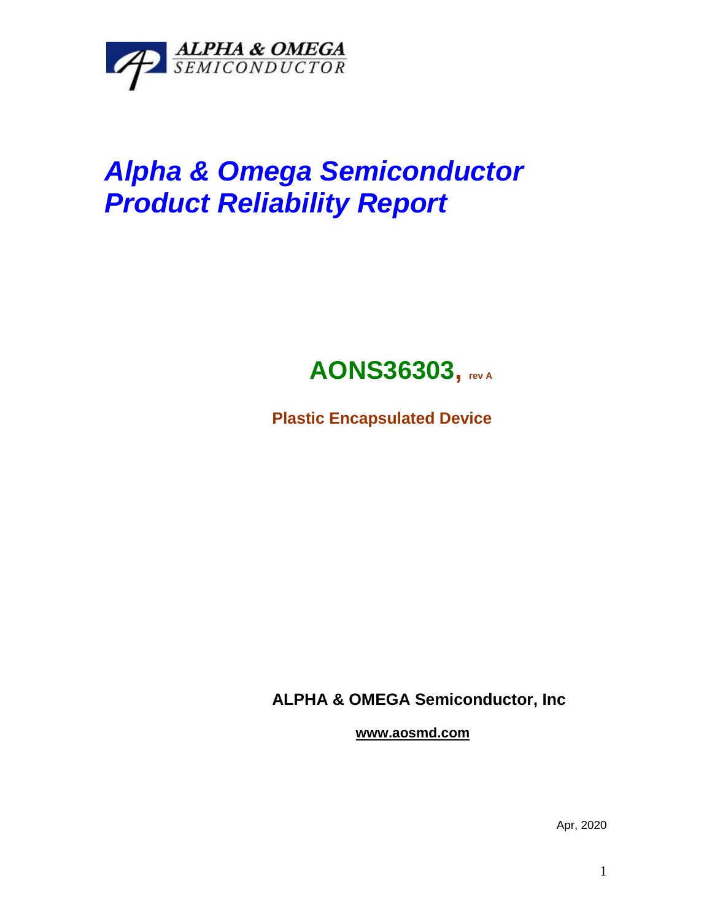ALPHA & OMEGA
SEMICONDUCTOR

# *Alpha & Omega Semiconductor Product Reliability Report*

## AONS36303, rev A

**Plastic Encapsulated Device**

**ALPHA & OMEGA Semiconductor, Inc**

**www.aosmd.com**

Apr, 2020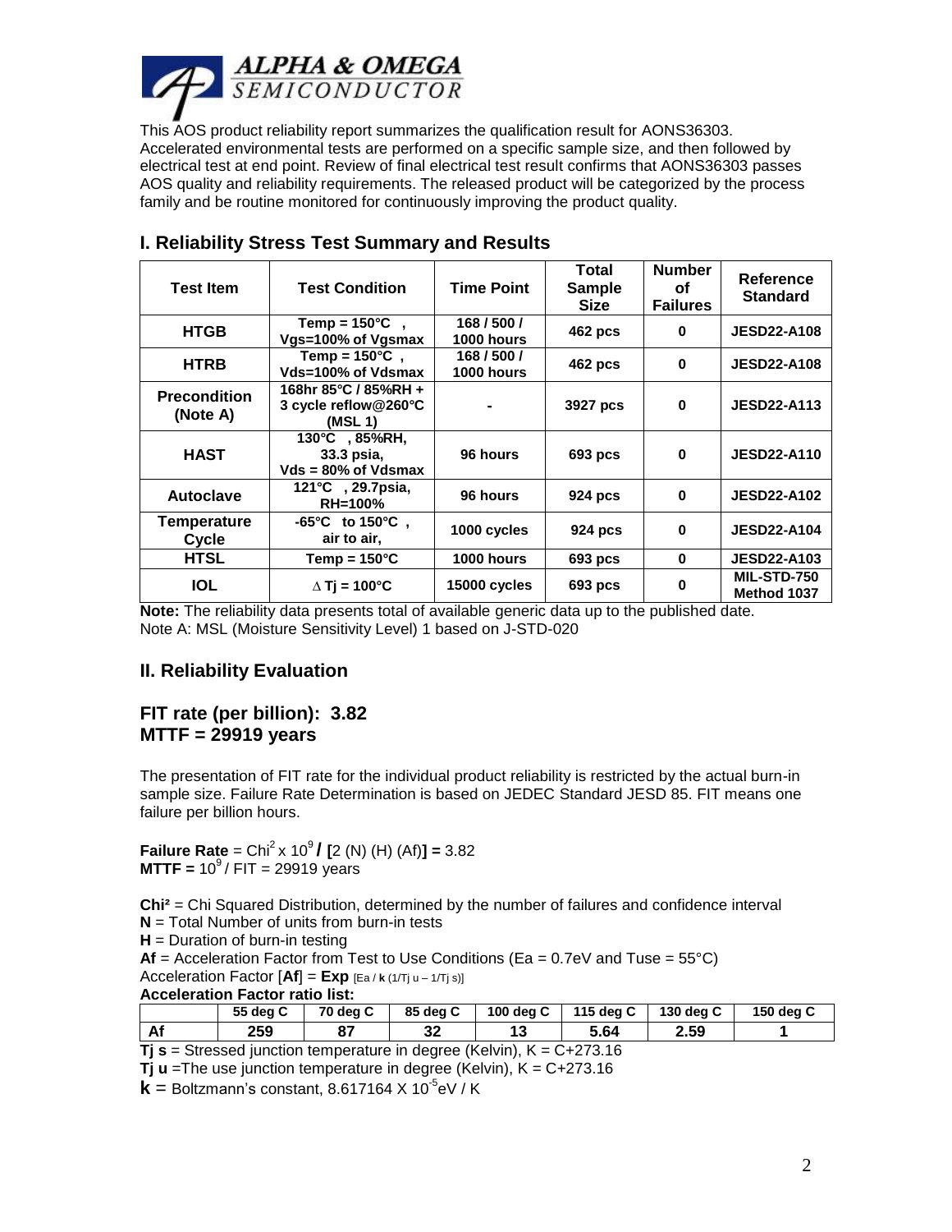ALPHA & OMEGA SEMICONDUCTOR

This AOS product reliability report summarizes the qualification result for AONS36303. Accelerated environmental tests are performed on a specific sample size, and then followed by electrical test at end point. Review of final electrical test result confirms that AONS36303 passes AOS quality and reliability requirements. The released product will be categorized by the process family and be routine monitored for continuously improving the product quality.

## I. Reliability Stress Test Summary and Results

| Test Item | Test Condition | Time Point | Total Sample Size | Number of Failures | Reference Standard |
|---|---|---|---|---|---|
| HTGB | Temp = 150°C , Vgs=100% of Vgsmax | 168 / 500 / 1000 hours | 462 pcs | 0 | JESD22-A108 |
| HTRB | Temp = 150°C , Vds=100% of Vdsmax | 168 / 500 / 1000 hours | 462 pcs | 0 | JESD22-A108 |
| Precondition (Note A) | 168hr 85°C / 85%RH + 3 cycle reflow@260°C (MSL 1) | - | 3927 pcs | 0 | JESD22-A113 |
| HAST | 130°C , 85%RH, 33.3 psia, Vds = 80% of Vdsmax | 96 hours | 693 pcs | 0 | JESD22-A110 |
| Autoclave | 121°C , 29.7psia, RH=100% | 96 hours | 924 pcs | 0 | JESD22-A102 |
| Temperature Cycle | -65°C to 150°C , air to air, | 1000 cycles | 924 pcs | 0 | JESD22-A104 |
| HTSL | Temp = 150°C | 1000 hours | 693 pcs | 0 | JESD22-A103 |
| IOL | $\Delta$ Tj = 100°C | 15000 cycles | 693 pcs | 0 | MIL-STD-750 Method 1037 |

**Note:** The reliability data presents total of available generic data up to the published date.
Note A: MSL (Moisture Sensitivity Level) 1 based on J-STD-020

## II. Reliability Evaluation

### FIT rate (per billion): 3.82
### MTTF = 29919 years

The presentation of FIT rate for the individual product reliability is restricted by the actual burn-in sample size. Failure Rate Determination is based on JEDEC Standard JESD 85. FIT means one failure per billion hours.

**Failure Rate** = $Chi^2 \times 10^9$ **/ [**2 (N) (H) (Af)**] =** 3.82
**MTTF =** $10^9$ / FIT = 29919 years

**Chi²** = Chi Squared Distribution, determined by the number of failures and confidence interval
**N** = Total Number of units from burn-in tests
**H** = Duration of burn-in testing
**Af** = Acceleration Factor from Test to Use Conditions (Ea = 0.7eV and Tuse = 55°C)
Acceleration Factor [**Af**] = **Exp** [Ea / **k** (1/Tj u – 1/Tj s)]

**Acceleration Factor ratio list:**

| | 55 deg C | 70 deg C | 85 deg C | 100 deg C | 115 deg C | 130 deg C | 150 deg C |
|---|---|---|---|---|---|---|---|
| Af | 259 | 87 | 32 | 13 | 5.64 | 2.59 | 1 |

**Tj s** = Stressed junction temperature in degree (Kelvin), K = C+273.16
**Tj u** =The use junction temperature in degree (Kelvin), K = C+273.16
**k** = Boltzmann's constant, 8.617164 X $10^{-5}$eV / K